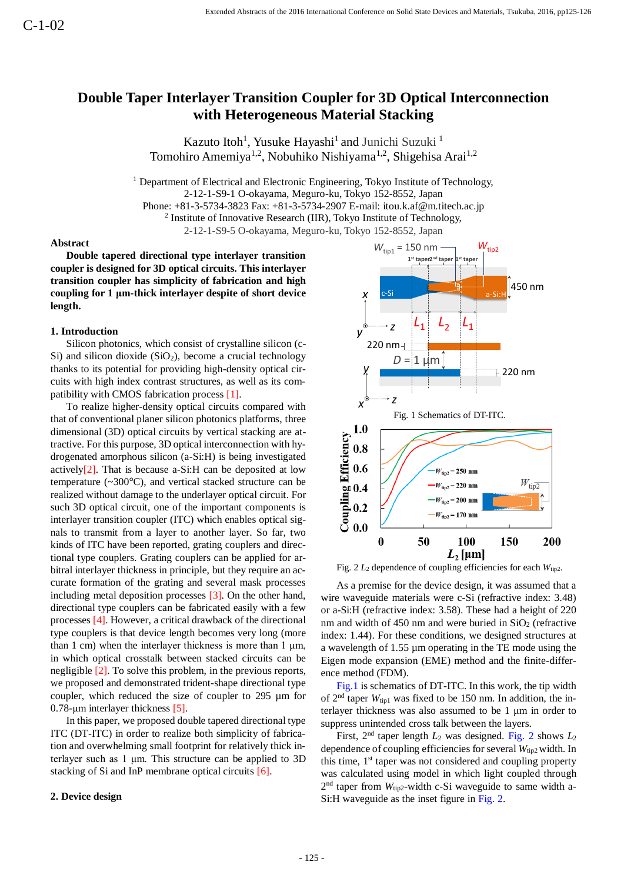C-1-02

# Double Taper Interlayer Transition Coupler for 3D Optical Interconnection with Heterogeneous Material Stacking

Kazuto Itoh[1], Yusuke Hayashi[1] and Junichi Suzuki [1]
Tomohiro Amemiya[1,2], Nobuhiko Nishiyama[1,2], Shigehisa Arai[1,2]

[1] Department of Electrical and Electronic Engineering, Tokyo Institute of Technology,
2-12-1-S9-1 O-okayama, Meguro-ku, Tokyo 152-8552, Japan
Phone: +81-3-5734-3823 Fax: +81-3-5734-2907 E-mail: itou.k.af@m.titech.ac.jp
[2] Institute of Innovative Research (IIR), Tokyo Institute of Technology,
2-12-1-S9-5 O-okayama, Meguro-ku, Tokyo 152-8552, Japan

## Abstract

**Double tapered directional type interlayer transition coupler is designed for 3D optical circuits. This interlayer transition coupler has simplicity of fabrication and high coupling for 1 µm-thick interlayer despite of short device length.**

## 1. Introduction

Silicon photonics, which consist of crystalline silicon (c-Si) and silicon dioxide ($SiO_2$), become a crucial technology thanks to its potential for providing high-density optical circuits with high index contrast structures, as well as its compatibility with CMOS fabrication process [1].

To realize higher-density optical circuits compared with that of conventional planer silicon photonics platforms, three dimensional (3D) optical circuits by vertical stacking are attractive. For this purpose, 3D optical interconnection with hydrogenated amorphous silicon (a-Si:H) is being investigated actively[2]. That is because a-Si:H can be deposited at low temperature (~300°C), and vertical stacked structure can be realized without damage to the underlayer optical circuit. For such 3D optical circuit, one of the important components is interlayer transition coupler (ITC) which enables optical signals to transmit from a layer to another layer. So far, two kinds of ITC have been reported, grating couplers and directional type couplers. Grating couplers can be applied for arbitral interlayer thickness in principle, but they require an accurate formation of the grating and several mask processes including metal deposition processes [3]. On the other hand, directional type couplers can be fabricated easily with a few processes [4]. However, a critical drawback of the directional type couplers is that device length becomes very long (more than 1 cm) when the interlayer thickness is more than 1 µm, in which optical crosstalk between stacked circuits can be negligible [2]. To solve this problem, in the previous reports, we proposed and demonstrated trident-shape directional type coupler, which reduced the size of coupler to 295 µm for 0.78-µm interlayer thickness [5].

In this paper, we proposed double tapered directional type ITC (DT-ITC) in order to realize both simplicity of fabrication and overwhelming small footprint for relatively thick interlayer such as 1 µm. This structure can be applied to 3D stacking of Si and InP membrane optical circuits [6].

## 2. Device design

Fig. 1 Schematics of DT-ITC.

Fig. 2 $L_2$ dependence of coupling efficiencies for each $W_{tip2}$.

As a premise for the device design, it was assumed that a wire waveguide materials were c-Si (refractive index: 3.48) or a-Si:H (refractive index: 3.58). These had a height of 220 nm and width of 450 nm and were buried in $SiO_2$ (refractive index: 1.44). For these conditions, we designed structures at a wavelength of 1.55 µm operating in the TE mode using the Eigen mode expansion (EME) method and the finite-difference method (FDM).

Fig.1 is schematics of DT-ITC. In this work, the tip width of 2nd taper $W_{tip1}$ was fixed to be 150 nm. In addition, the interlayer thickness was also assumed to be 1 µm in order to suppress unintended cross talk between the layers.

First, 2nd taper length $L_2$ was designed. Fig. 2 shows $L_2$ dependence of coupling efficiencies for several $W_{tip2}$ width. In this time, 1st taper was not considered and coupling property was calculated using model in which light coupled through 2nd taper from $W_{tip2}$-width c-Si waveguide to same width a-Si:H waveguide as the inset figure in Fig. 2.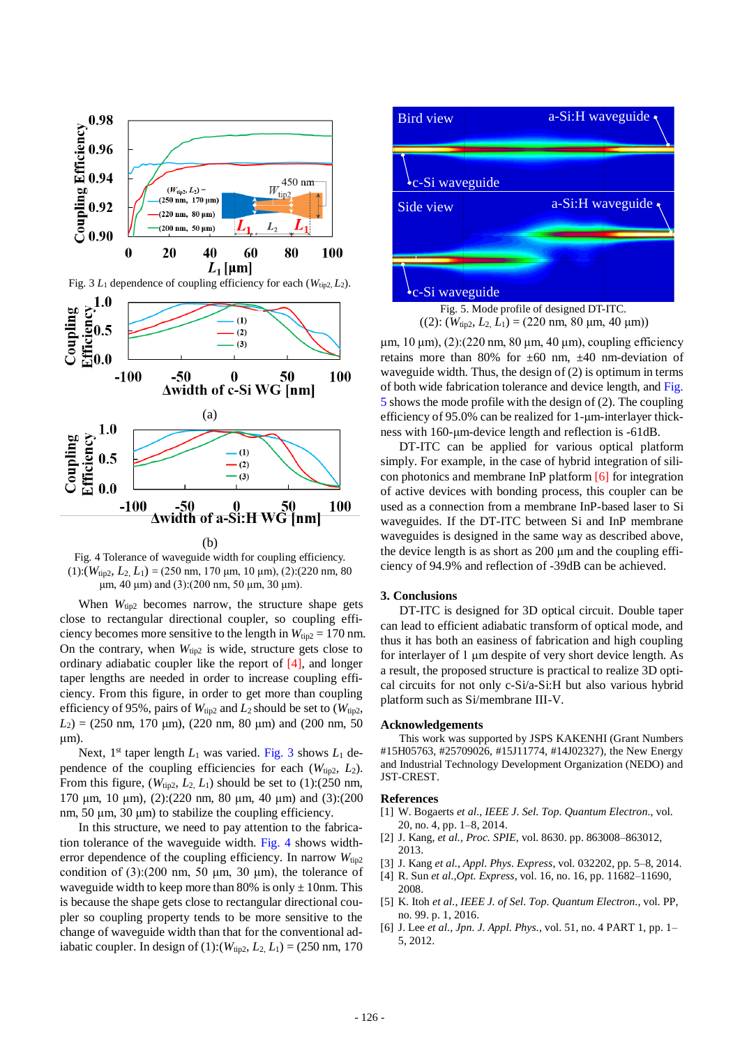0.98
0.96
0.94
0.92
0.90
Coupling Efficiency
0 20 40 60 80 100
$L_1$ [µm]
($W_{tip2}$, $L_2$) =
(250 nm, 170 µm)
(220 nm, 80 µm)
(200 nm, 50 µm)
450 nm
$W_{tip2}$
$L_1$ $L_2$ $L_1$

Fig. 3 $L_1$ dependence of coupling efficiency for each ($W_{tip2}$, $L_2$).

1.0
0.5
0.0
Coupling Efficiency
-100 -50 0 50 100
Δwidth of c-Si WG [nm]
(1)
(2)
(3)

(a)

1.0
0.5
0.0
Coupling Efficiency
-100 -50 0 50 100
Δwidth of a-Si:H WG [nm]
(1)
(2)
(3)

(b)

Fig. 4 Tolerance of waveguide width for coupling efficiency. (1):($W_{tip2}$, $L_2$, $L_1$) = (250 nm, 170 µm, 10 µm), (2):(220 nm, 80 µm, 40 µm) and (3):(200 nm, 50 µm, 30 µm).

When $W_{tip2}$ becomes narrow, the structure shape gets close to rectangular directional coupler, so coupling efficiency becomes more sensitive to the length in $W_{tip2}$ = 170 nm. On the contrary, when $W_{tip2}$ is wide, structure gets close to ordinary adiabatic coupler like the report of [4], and longer taper lengths are needed in order to increase coupling efficiency. From this figure, in order to get more than coupling efficiency of 95%, pairs of $W_{tip2}$ and $L_2$ should be set to ($W_{tip2}$, $L_2$) = (250 nm, 170 µm), (220 nm, 80 µm) and (200 nm, 50 µm).

Next, 1st taper length $L_1$ was varied. Fig. 3 shows $L_1$ dependence of the coupling efficiencies for each ($W_{tip2}$, $L_2$). From this figure, ($W_{tip2}$, $L_2$, $L_1$) should be set to (1):(250 nm, 170 µm, 10 µm), (2):(220 nm, 80 µm, 40 µm) and (3):(200 nm, 50 µm, 30 µm) to stabilize the coupling efficiency.

In this structure, we need to pay attention to the fabrication tolerance of the waveguide width. Fig. 4 shows width-error dependence of the coupling efficiency. In narrow $W_{tip2}$ condition of (3):(200 nm, 50 µm, 30 µm), the tolerance of waveguide width to keep more than 80% is only ± 10nm. This is because the shape gets close to rectangular directional coupler so coupling property tends to be more sensitive to the change of waveguide width than that for the conventional adiabatic coupler. In design of (1):($W_{tip2}$, $L_2$, $L_1$) = (250 nm, 170 µm, 10 µm), (2):(220 nm, 80 µm, 40 µm), coupling efficiency retains more than 80% for ±60 nm, ±40 nm-deviation of waveguide width. Thus, the design of (2) is optimum in terms of both wide fabrication tolerance and device length, and Fig. 5 shows the mode profile with the design of (2). The coupling efficiency of 95.0% can be realized for 1-µm-interlayer thickness with 160-µm-device length and reflection is -61dB.

Bird view
a-Si:H waveguide
c-Si waveguide
Side view
a-Si:H waveguide
c-Si waveguide

Fig. 5. Mode profile of designed DT-ITC. ((2): ($W_{tip2}$, $L_2$, $L_1$) = (220 nm, 80 µm, 40 µm))

DT-ITC can be applied for various optical platform simply. For example, in the case of hybrid integration of silicon photonics and membrane InP platform [6] for integration of active devices with bonding process, this coupler can be used as a connection from a membrane InP-based laser to Si waveguides. If the DT-ITC between Si and InP membrane waveguides is designed in the same way as described above, the device length is as short as 200 µm and the coupling efficiency of 94.9% and reflection of -39dB can be achieved.

## 3. Conclusions

DT-ITC is designed for 3D optical circuit. Double taper can lead to efficient adiabatic transform of optical mode, and thus it has both an easiness of fabrication and high coupling for interlayer of 1 µm despite of very short device length. As a result, the proposed structure is practical to realize 3D optical circuits for not only c-Si/a-Si:H but also various hybrid platform such as Si/membrane III-V.

## Acknowledgements

This work was supported by JSPS KAKENHI (Grant Numbers #15H05763, #25709026, #15J11774, #14J02327), the New Energy and Industrial Technology Development Organization (NEDO) and JST-CREST.

## References

[1] W. Bogaerts *et al.*, *IEEE J. Sel. Top. Quantum Electron.*, vol. 20, no. 4, pp. 1–8, 2014.
[2] J. Kang, *et al.*, *Proc. SPIE*, vol. 8630. pp. 863008–863012, 2013.
[3] J. Kang *et al.*, *Appl. Phys. Express*, vol. 032202, pp. 5–8, 2014.
[4] R. Sun *et al.*, *Opt. Express*, vol. 16, no. 16, pp. 11682–11690, 2008.
[5] K. Itoh *et al.*, *IEEE J. of Sel. Top. Quantum Electron.*, vol. PP, no. 99. p. 1, 2016.
[6] J. Lee *et al.*, *Jpn. J. Appl. Phys.*, vol. 51, no. 4 PART 1, pp. 1–5, 2012.